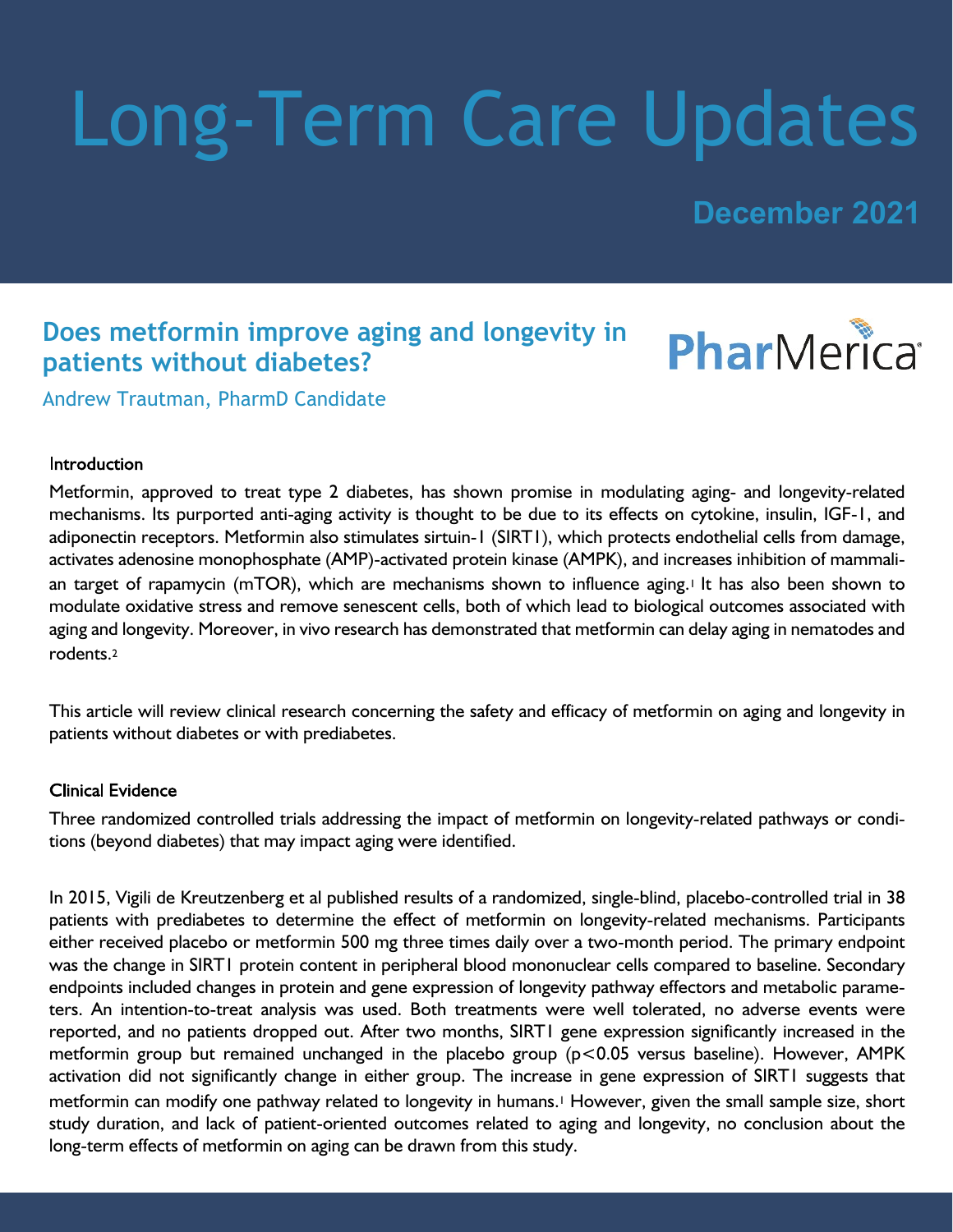# Long-Term Care Updates

**December 2021**

## Does metformin improve aging and longevity in patients without diabetes?

Andrew Trautman, PharmD Candidate

### Introduction

Metformin, approved to treat type 2 diabetes, has shown promise in modulating aging- and longevity-related mechanisms. Its purported anti-aging activity is thought to be due to its effects on cytokine, insulin, IGF-1, and adiponectin receptors. Metformin also stimulates sirtuin-1 (SIRT1), which protects endothelial cells from damage, activates adenosine monophosphate (AMP)-activated protein kinase (AMPK), and increases inhibition of mammalian target of rapamycin (mTOR), which are mechanisms shown to influence aging.[1] It has also been shown to modulate oxidative stress and remove senescent cells, both of which lead to biological outcomes associated with aging and longevity. Moreover, in vivo research has demonstrated that metformin can delay aging in nematodes and rodents.[2]

This article will review clinical research concerning the safety and efficacy of metformin on aging and longevity in patients without diabetes or with prediabetes.

### Clinical Evidence

Three randomized controlled trials addressing the impact of metformin on longevity-related pathways or conditions (beyond diabetes) that may impact aging were identified.

In 2015, Vigili de Kreutzenberg et al published results of a randomized, single-blind, placebo-controlled trial in 38 patients with prediabetes to determine the effect of metformin on longevity-related mechanisms. Participants either received placebo or metformin 500 mg three times daily over a two-month period. The primary endpoint was the change in SIRT1 protein content in peripheral blood mononuclear cells compared to baseline. Secondary endpoints included changes in protein and gene expression of longevity pathway effectors and metabolic parameters. An intention-to-treat analysis was used. Both treatments were well tolerated, no adverse events were reported, and no patients dropped out. After two months, SIRT1 gene expression significantly increased in the metformin group but remained unchanged in the placebo group ($p<0.05$ versus baseline). However, AMPK activation did not significantly change in either group. The increase in gene expression of SIRT1 suggests that metformin can modify one pathway related to longevity in humans.[1] However, given the small sample size, short study duration, and lack of patient-oriented outcomes related to aging and longevity, no conclusion about the long-term effects of metformin on aging can be drawn from this study.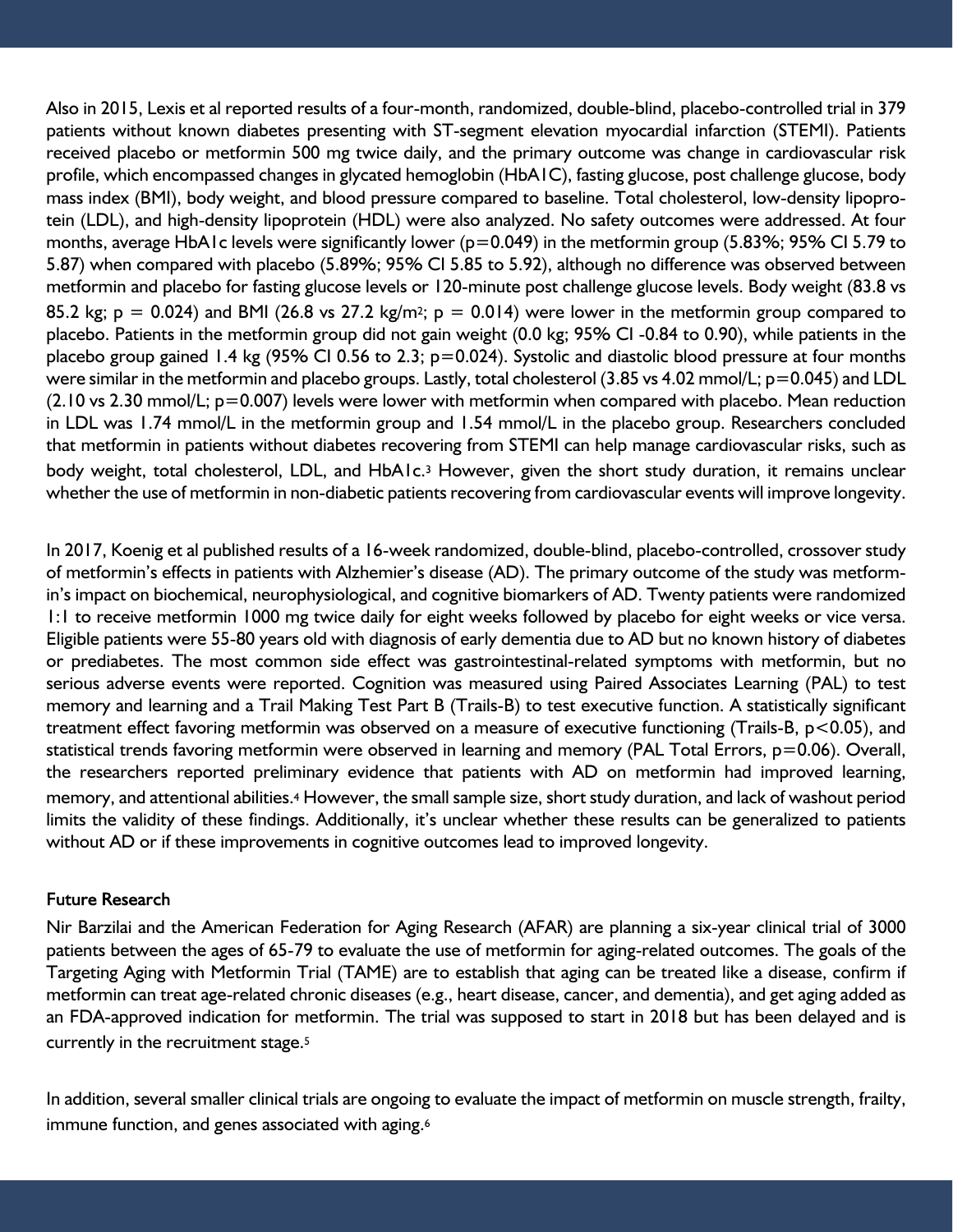Also in 2015, Lexis et al reported results of a four-month, randomized, double-blind, placebo-controlled trial in 379 patients without known diabetes presenting with ST-segment elevation myocardial infarction (STEMI). Patients received placebo or metformin 500 mg twice daily, and the primary outcome was change in cardiovascular risk profile, which encompassed changes in glycated hemoglobin (HbA1C), fasting glucose, post challenge glucose, body mass index (BMI), body weight, and blood pressure compared to baseline. Total cholesterol, low-density lipoprotein (LDL), and high-density lipoprotein (HDL) were also analyzed. No safety outcomes were addressed. At four months, average HbA1c levels were significantly lower ($p=0.049$) in the metformin group (5.83%; 95% CI 5.79 to 5.87) when compared with placebo (5.89%; 95% CI 5.85 to 5.92), although no difference was observed between metformin and placebo for fasting glucose levels or 120-minute post challenge glucose levels. Body weight (83.8 vs 85.2 kg; $p = 0.024$) and BMI (26.8 vs 27.2 kg/m$^2$; $p = 0.014$) were lower in the metformin group compared to placebo. Patients in the metformin group did not gain weight (0.0 kg; 95% CI -0.84 to 0.90), while patients in the placebo group gained 1.4 kg (95% CI 0.56 to 2.3; $p=0.024$). Systolic and diastolic blood pressure at four months were similar in the metformin and placebo groups. Lastly, total cholesterol (3.85 vs 4.02 mmol/L; $p=0.045$) and LDL (2.10 vs 2.30 mmol/L; $p=0.007$) levels were lower with metformin when compared with placebo. Mean reduction in LDL was 1.74 mmol/L in the metformin group and 1.54 mmol/L in the placebo group. Researchers concluded that metformin in patients without diabetes recovering from STEMI can help manage cardiovascular risks, such as body weight, total cholesterol, LDL, and HbA1c.[3] However, given the short study duration, it remains unclear whether the use of metformin in non-diabetic patients recovering from cardiovascular events will improve longevity.

In 2017, Koenig et al published results of a 16-week randomized, double-blind, placebo-controlled, crossover study of metformin's effects in patients with Alzhemier's disease (AD). The primary outcome of the study was metformin's impact on biochemical, neurophysiological, and cognitive biomarkers of AD. Twenty patients were randomized 1:1 to receive metformin 1000 mg twice daily for eight weeks followed by placebo for eight weeks or vice versa. Eligible patients were 55-80 years old with diagnosis of early dementia due to AD but no known history of diabetes or prediabetes. The most common side effect was gastrointestinal-related symptoms with metformin, but no serious adverse events were reported. Cognition was measured using Paired Associates Learning (PAL) to test memory and learning and a Trail Making Test Part B (Trails-B) to test executive function. A statistically significant treatment effect favoring metformin was observed on a measure of executive functioning (Trails-B, $p<0.05$), and statistical trends favoring metformin were observed in learning and memory (PAL Total Errors, $p=0.06$). Overall, the researchers reported preliminary evidence that patients with AD on metformin had improved learning, memory, and attentional abilities.[4] However, the small sample size, short study duration, and lack of washout period limits the validity of these findings. Additionally, it's unclear whether these results can be generalized to patients without AD or if these improvements in cognitive outcomes lead to improved longevity.

## Future Research

Nir Barzilai and the American Federation for Aging Research (AFAR) are planning a six-year clinical trial of 3000 patients between the ages of 65-79 to evaluate the use of metformin for aging-related outcomes. The goals of the Targeting Aging with Metformin Trial (TAME) are to establish that aging can be treated like a disease, confirm if metformin can treat age-related chronic diseases (e.g., heart disease, cancer, and dementia), and get aging added as an FDA-approved indication for metformin. The trial was supposed to start in 2018 but has been delayed and is currently in the recruitment stage.[5]

In addition, several smaller clinical trials are ongoing to evaluate the impact of metformin on muscle strength, frailty, immune function, and genes associated with aging.[6]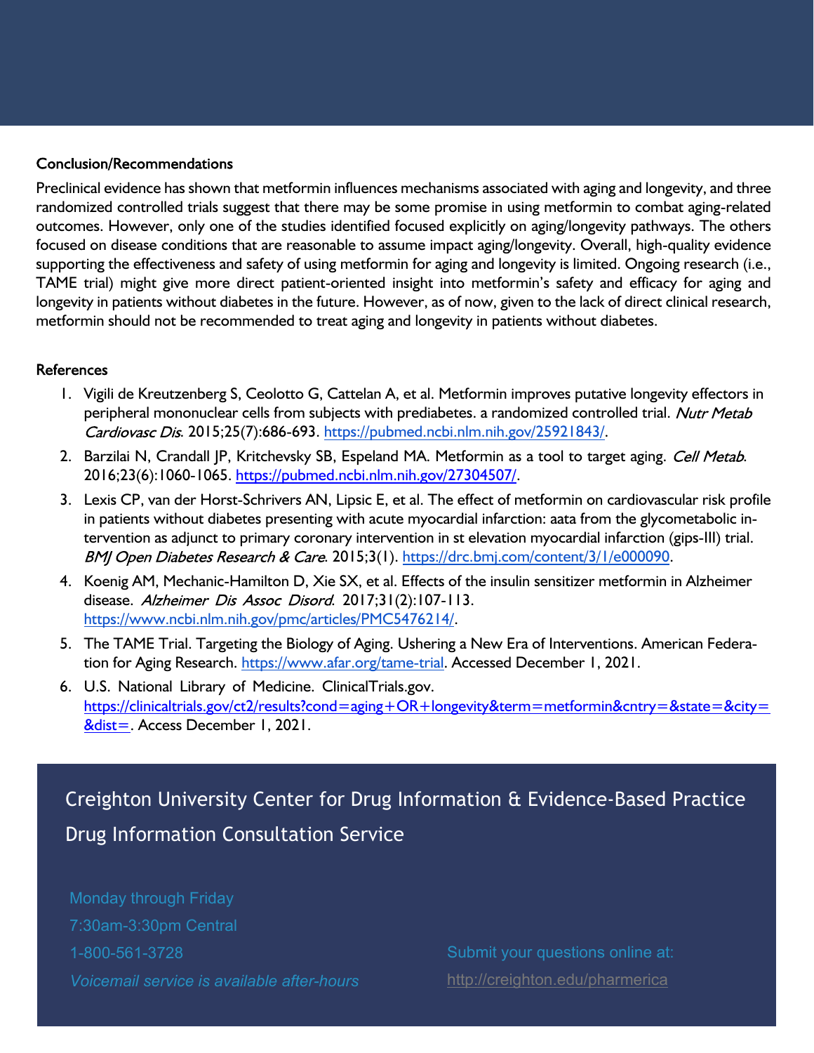**Conclusion/Recommendations**

Preclinical evidence has shown that metformin influences mechanisms associated with aging and longevity, and three randomized controlled trials suggest that there may be some promise in using metformin to combat aging-related outcomes. However, only one of the studies identified focused explicitly on aging/longevity pathways. The others focused on disease conditions that are reasonable to assume impact aging/longevity. Overall, high-quality evidence supporting the effectiveness and safety of using metformin for aging and longevity is limited. Ongoing research (i.e., TAME trial) might give more direct patient-oriented insight into metformin's safety and efficacy for aging and longevity in patients without diabetes in the future. However, as of now, given to the lack of direct clinical research, metformin should not be recommended to treat aging and longevity in patients without diabetes.

**References**

1. Vigili de Kreutzenberg S, Ceolotto G, Cattelan A, et al. Metformin improves putative longevity effectors in peripheral mononuclear cells from subjects with prediabetes. a randomized controlled trial. *Nutr Metab Cardiovasc Dis*. 2015;25(7):686-693. https://pubmed.ncbi.nlm.nih.gov/25921843/.
2. Barzilai N, Crandall JP, Kritchevsky SB, Espeland MA. Metformin as a tool to target aging. *Cell Metab*. 2016;23(6):1060-1065. https://pubmed.ncbi.nlm.nih.gov/27304507/.
3. Lexis CP, van der Horst-Schrivers AN, Lipsic E, et al. The effect of metformin on cardiovascular risk profile in patients without diabetes presenting with acute myocardial infarction: aata from the glycometabolic intervention as adjunct to primary coronary intervention in st elevation myocardial infarction (gips-III) trial. *BMJ Open Diabetes Research & Care*. 2015;3(1). https://drc.bmj.com/content/3/1/e000090.
4. Koenig AM, Mechanic-Hamilton D, Xie SX, et al. Effects of the insulin sensitizer metformin in Alzheimer disease. *Alzheimer Dis Assoc Disord*. 2017;31(2):107-113. https://www.ncbi.nlm.nih.gov/pmc/articles/PMC5476214/.
5. The TAME Trial. Targeting the Biology of Aging. Ushering a New Era of Interventions. American Federation for Aging Research. https://www.afar.org/tame-trial. Accessed December 1, 2021.
6. U.S. National Library of Medicine. ClinicalTrials.gov. https://clinicaltrials.gov/ct2/results?cond=aging+OR+longevity&term=metformin&cntry=&state=&city=&dist=. Access December 1, 2021.

Creighton University Center for Drug Information & Evidence-Based Practice
Drug Information Consultation Service

Monday through Friday
7:30am-3:30pm Central
1-800-561-3728
*Voicemail service is available after-hours*

Submit your questions online at:
http://creighton.edu/pharmerica